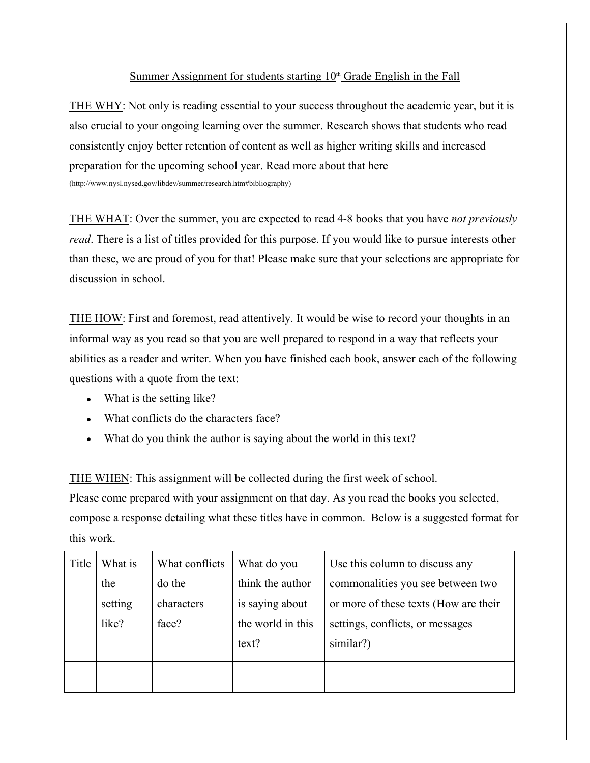# Summer Assignment for students starting 10th Grade English in the Fall

THE WHY: Not only is reading essential to your success throughout the academic year, but it is also crucial to your ongoing learning over the summer. Research shows that students who read consistently enjoy better retention of content as well as higher writing skills and increased preparation for the upcoming school year. Read more about that here (http://www.nysl.nysed.gov/libdev/summer/research.htm#bibliography)

THE WHAT: Over the summer, you are expected to read 4-8 books that you have *not previously read*. There is a list of titles provided for this purpose. If you would like to pursue interests other than these, we are proud of you for that! Please make sure that your selections are appropriate for discussion in school.

THE HOW: First and foremost, read attentively. It would be wise to record your thoughts in an informal way as you read so that you are well prepared to respond in a way that reflects your abilities as a reader and writer. When you have finished each book, answer each of the following questions with a quote from the text:

- What is the setting like?
- What conflicts do the characters face?
- What do you think the author is saying about the world in this text?

THE WHEN: This assignment will be collected during the first week of school.
Please come prepared with your assignment on that day. As you read the books you selected, compose a response detailing what these titles have in common. Below is a suggested format for this work.

| Title | What is the setting like? | What conflicts do the characters face? | What do you think the author is saying about the world in this text? | Use this column to discuss any commonalities you see between two or more of these texts (How are their settings, conflicts, or messages similar?) |
|---|---|---|---|---|
| | | | | |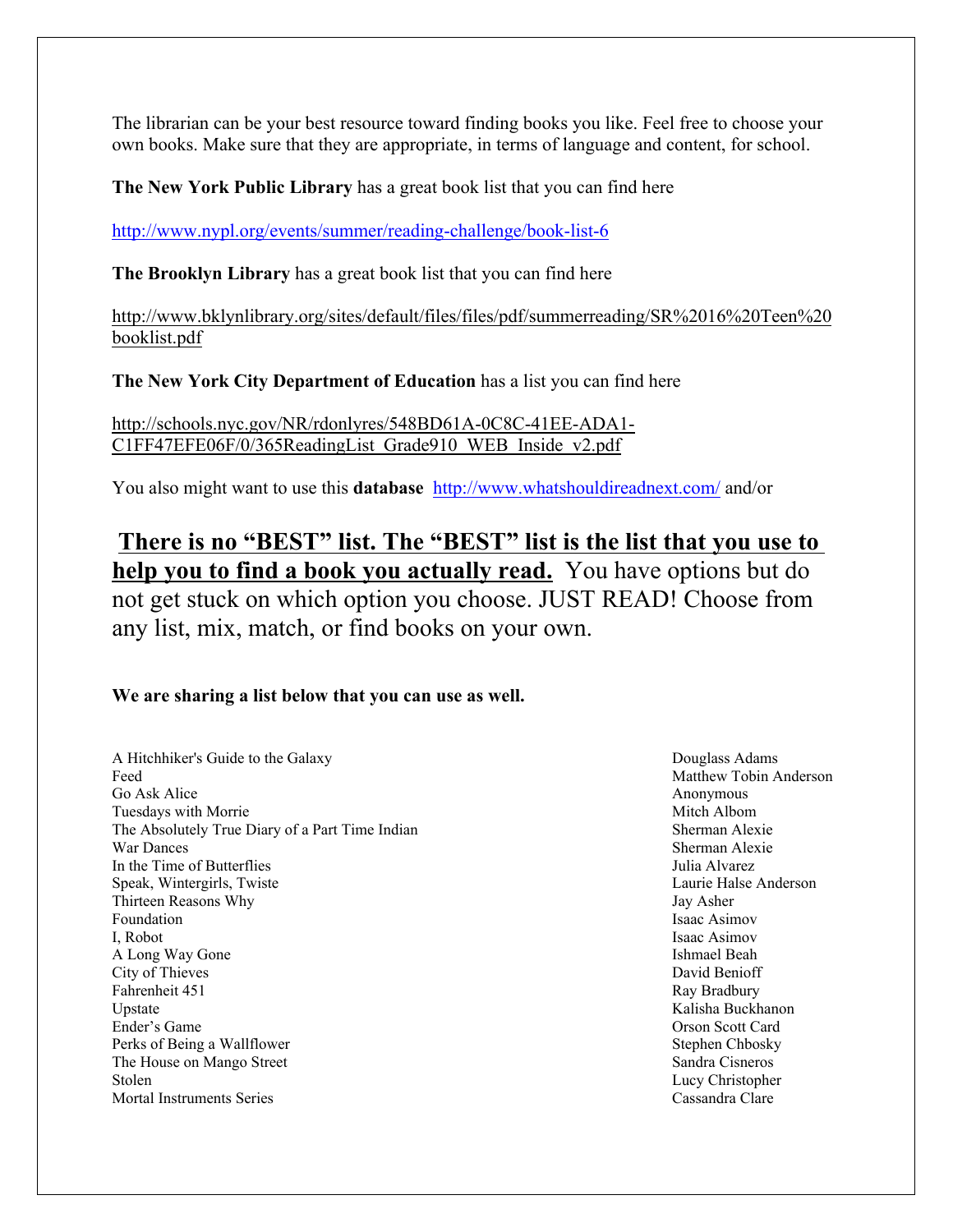The librarian can be your best resource toward finding books you like. Feel free to choose your own books. Make sure that they are appropriate, in terms of language and content, for school.

**The New York Public Library** has a great book list that you can find here

http://www.nypl.org/events/summer/reading-challenge/book-list-6

**The Brooklyn Library** has a great book list that you can find here

http://www.bklynlibrary.org/sites/default/files/files/pdf/summerreading/SR%2016%20Teen%20booklist.pdf

**The New York City Department of Education** has a list you can find here

http://schools.nyc.gov/NR/rdonlyres/548BD61A-0C8C-41EE-ADA1-C1FF47EFE06F/0/365ReadingList_Grade910_WEB_Inside_v2.pdf

You also might want to use this **database** http://www.whatshouldireadnext.com/ and/or

**There is no "BEST" list. The "BEST" list is the list that you use to help you to find a book you actually read.** You have options but do not get stuck on which option you choose. JUST READ! Choose from any list, mix, match, or find books on your own.

**We are sharing a list below that you can use as well.**

| Title | Author |
|---|---|
| A Hitchhiker's Guide to the Galaxy | Douglass Adams |
| Feed | Matthew Tobin Anderson |
| Go Ask Alice | Anonymous |
| Tuesdays with Morrie | Mitch Albom |
| The Absolutely True Diary of a Part Time Indian | Sherman Alexie |
| War Dances | Sherman Alexie |
| In the Time of Butterflies | Julia Alvarez |
| Speak, Wintergirls, Twiste | Laurie Halse Anderson |
| Thirteen Reasons Why | Jay Asher |
| Foundation | Isaac Asimov |
| I, Robot | Isaac Asimov |
| A Long Way Gone | Ishmael Beah |
| City of Thieves | David Benioff |
| Fahrenheit 451 | Ray Bradbury |
| Upstate | Kalisha Buckhanon |
| Ender's Game | Orson Scott Card |
| Perks of Being a Wallflower | Stephen Chbosky |
| The House on Mango Street | Sandra Cisneros |
| Stolen | Lucy Christopher |
| Mortal Instruments Series | Cassandra Clare |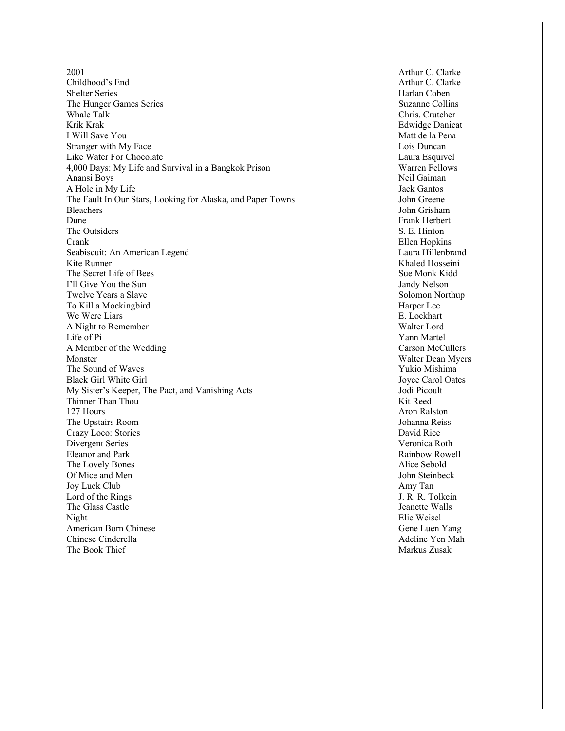| | |
|---|---|
| 2001 | Arthur C. Clarke |
| Childhood's End | Arthur C. Clarke |
| Shelter Series | Harlan Coben |
| The Hunger Games Series | Suzanne Collins |
| Whale Talk | Chris. Crutcher |
| Krik Krak | Edwidge Danicat |
| I Will Save You | Matt de la Pena |
| Stranger with My Face | Lois Duncan |
| Like Water For Chocolate | Laura Esquivel |
| 4,000 Days: My Life and Survival in a Bangkok Prison | Warren Fellows |
| Anansi Boys | Neil Gaiman |
| A Hole in My Life | Jack Gantos |
| The Fault In Our Stars, Looking for Alaska, and Paper Towns | John Greene |
| Bleachers | John Grisham |
| Dune | Frank Herbert |
| The Outsiders | S. E. Hinton |
| Crank | Ellen Hopkins |
| Seabiscuit: An American Legend | Laura Hillenbrand |
| Kite Runner | Khaled Hosseini |
| The Secret Life of Bees | Sue Monk Kidd |
| I'll Give You the Sun | Jandy Nelson |
| Twelve Years a Slave | Solomon Northup |
| To Kill a Mockingbird | Harper Lee |
| We Were Liars | E. Lockhart |
| A Night to Remember | Walter Lord |
| Life of Pi | Yann Martel |
| A Member of the Wedding | Carson McCullers |
| Monster | Walter Dean Myers |
| The Sound of Waves | Yukio Mishima |
| Black Girl White Girl | Joyce Carol Oates |
| My Sister's Keeper, The Pact, and Vanishing Acts | Jodi Picoult |
| Thinner Than Thou | Kit Reed |
| 127 Hours | Aron Ralston |
| The Upstairs Room | Johanna Reiss |
| Crazy Loco: Stories | David Rice |
| Divergent Series | Veronica Roth |
| Eleanor and Park | Rainbow Rowell |
| The Lovely Bones | Alice Sebold |
| Of Mice and Men | John Steinbeck |
| Joy Luck Club | Amy Tan |
| Lord of the Rings | J. R. R. Tolkein |
| The Glass Castle | Jeanette Walls |
| Night | Elie Weisel |
| American Born Chinese | Gene Luen Yang |
| Chinese Cinderella | Adeline Yen Mah |
| The Book Thief | Markus Zusak |